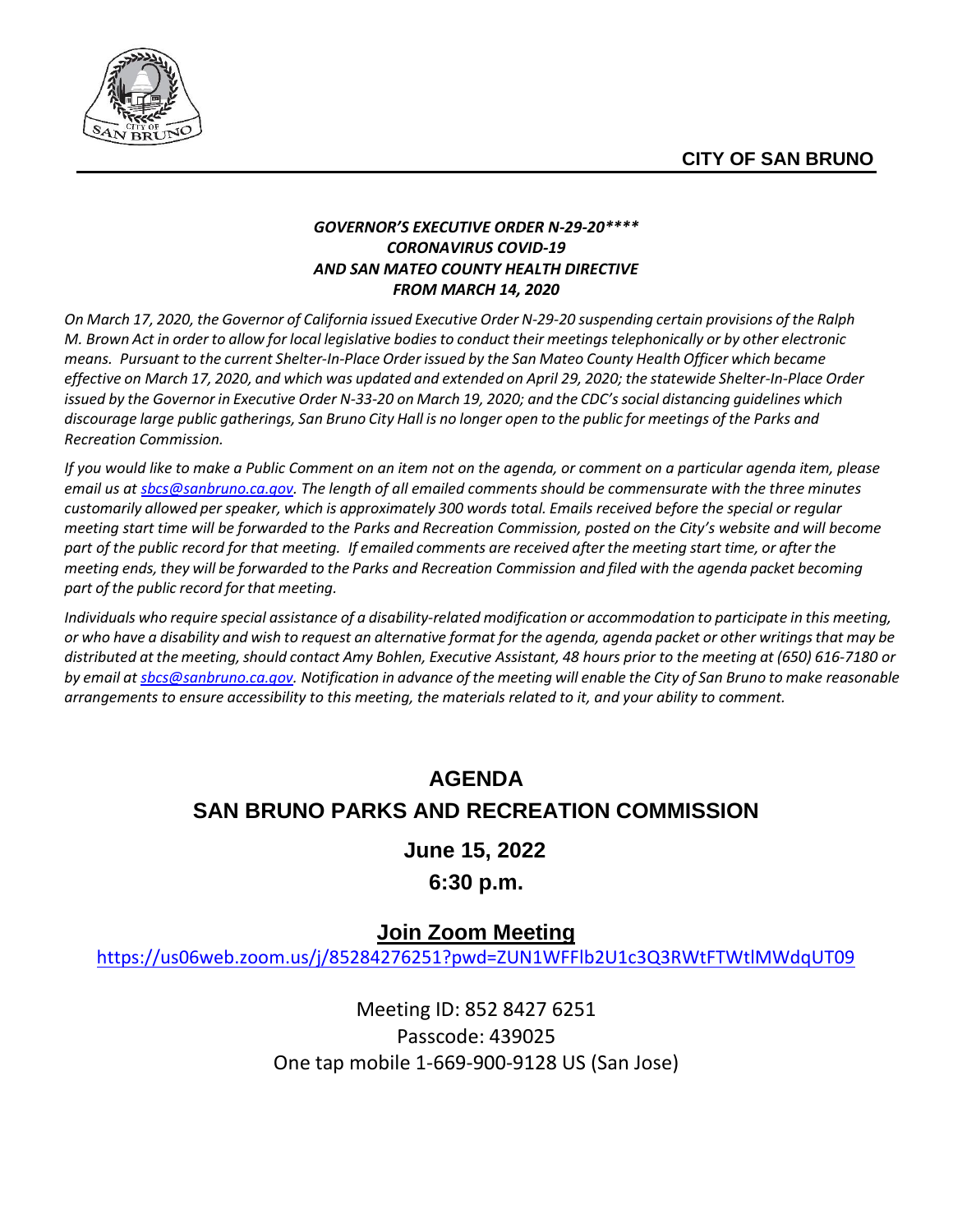**CITY OF SAN BRUNO**

***GOVERNOR'S EXECUTIVE ORDER N-29-20\*\*\*\****
***CORONAVIRUS COVID-19***
***AND SAN MATEO COUNTY HEALTH DIRECTIVE***
***FROM MARCH 14, 2020***

*On March 17, 2020, the Governor of California issued Executive Order N-29-20 suspending certain provisions of the Ralph M. Brown Act in order to allow for local legislative bodies to conduct their meetings telephonically or by other electronic means. Pursuant to the current Shelter-In-Place Order issued by the San Mateo County Health Officer which became effective on March 17, 2020, and which was updated and extended on April 29, 2020; the statewide Shelter-In-Place Order issued by the Governor in Executive Order N-33-20 on March 19, 2020; and the CDC's social distancing guidelines which discourage large public gatherings, San Bruno City Hall is no longer open to the public for meetings of the Parks and Recreation Commission.*

*If you would like to make a Public Comment on an item not on the agenda, or comment on a particular agenda item, please email us at [sbcs@sanbruno.ca.gov](mailto:sbcs@sanbruno.ca.gov). The length of all emailed comments should be commensurate with the three minutes customarily allowed per speaker, which is approximately 300 words total. Emails received before the special or regular meeting start time will be forwarded to the Parks and Recreation Commission, posted on the City's website and will become part of the public record for that meeting. If emailed comments are received after the meeting start time, or after the meeting ends, they will be forwarded to the Parks and Recreation Commission and filed with the agenda packet becoming part of the public record for that meeting.*

*Individuals who require special assistance of a disability-related modification or accommodation to participate in this meeting, or who have a disability and wish to request an alternative format for the agenda, agenda packet or other writings that may be distributed at the meeting, should contact Amy Bohlen, Executive Assistant, 48 hours prior to the meeting at (650) 616-7180 or by email at [sbcs@sanbruno.ca.gov](mailto:sbcs@sanbruno.ca.gov). Notification in advance of the meeting will enable the City of San Bruno to make reasonable arrangements to ensure accessibility to this meeting, the materials related to it, and your ability to comment.*

# AGENDA
# SAN BRUNO PARKS AND RECREATION COMMISSION
## June 15, 2022
## 6:30 p.m.

## Join Zoom Meeting
https://us06web.zoom.us/j/85284276251?pwd=ZUN1WFFlb2U1c3Q3RWtFTWtlMWdqUT09

Meeting ID: 852 8427 6251
Passcode: 439025
One tap mobile 1-669-900-9128 US (San Jose)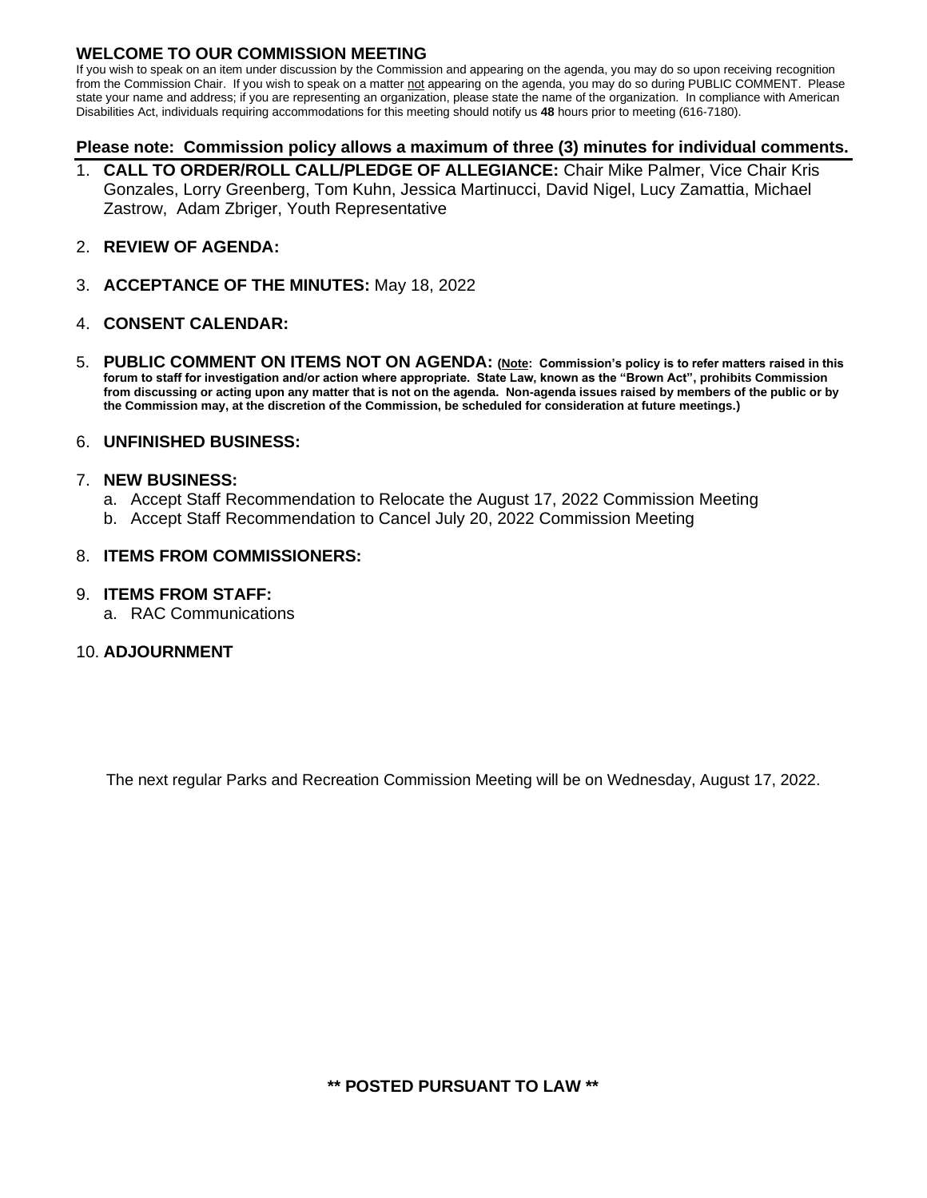## WELCOME TO OUR COMMISSION MEETING

If you wish to speak on an item under discussion by the Commission and appearing on the agenda, you may do so upon receiving recognition from the Commission Chair. If you wish to speak on a matter not appearing on the agenda, you may do so during PUBLIC COMMENT. Please state your name and address; if you are representing an organization, please state the name of the organization. In compliance with American Disabilities Act, individuals requiring accommodations for this meeting should notify us **48** hours prior to meeting (616-7180).

**Please note: Commission policy allows a maximum of three (3) minutes for individual comments.**

1. **CALL TO ORDER/ROLL CALL/PLEDGE OF ALLEGIANCE:** Chair Mike Palmer, Vice Chair Kris Gonzales, Lorry Greenberg, Tom Kuhn, Jessica Martinucci, David Nigel, Lucy Zamattia, Michael Zastrow, Adam Zbriger, Youth Representative

2. **REVIEW OF AGENDA:**

3. **ACCEPTANCE OF THE MINUTES:** May 18, 2022

4. **CONSENT CALENDAR:**

5. **PUBLIC COMMENT ON ITEMS NOT ON AGENDA:** **(Note: Commission's policy is to refer matters raised in this forum to staff for investigation and/or action where appropriate. State Law, known as the "Brown Act", prohibits Commission from discussing or acting upon any matter that is not on the agenda. Non-agenda issues raised by members of the public or by the Commission may, at the discretion of the Commission, be scheduled for consideration at future meetings.)**

6. **UNFINISHED BUSINESS:**

7. **NEW BUSINESS:**
   a. Accept Staff Recommendation to Relocate the August 17, 2022 Commission Meeting
   b. Accept Staff Recommendation to Cancel July 20, 2022 Commission Meeting

8. **ITEMS FROM COMMISSIONERS:**

9. **ITEMS FROM STAFF:**
   a. RAC Communications

10. **ADJOURNMENT**

The next regular Parks and Recreation Commission Meeting will be on Wednesday, August 17, 2022.

**\*\* POSTED PURSUANT TO LAW \*\***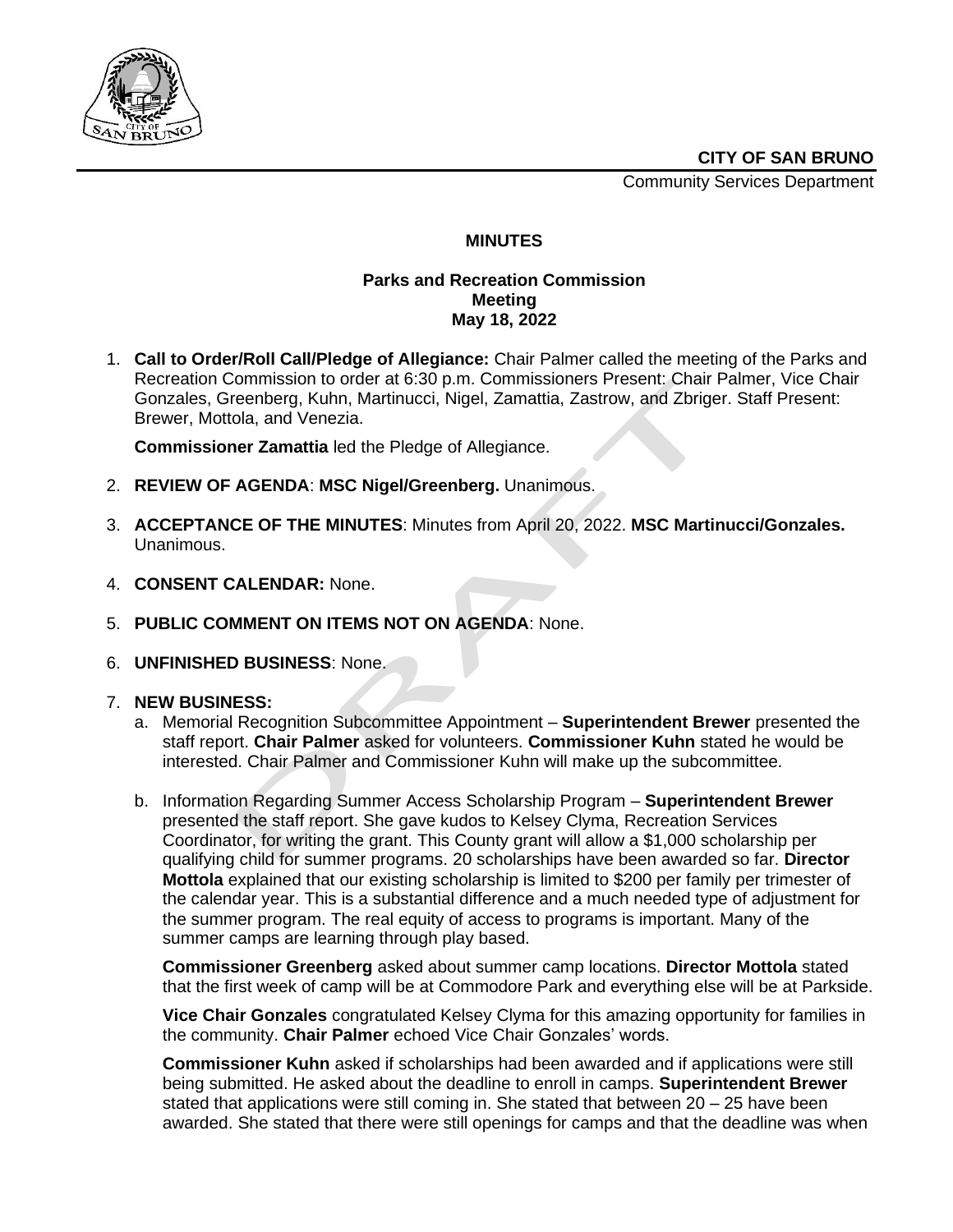**CITY OF SAN BRUNO**

Community Services Department

**MINUTES**

**Parks and Recreation Commission**
**Meeting**
**May 18, 2022**

1. **Call to Order/Roll Call/Pledge of Allegiance:** Chair Palmer called the meeting of the Parks and Recreation Commission to order at 6:30 p.m. Commissioners Present: Chair Palmer, Vice Chair Gonzales, Greenberg, Kuhn, Martinucci, Nigel, Zamattia, Zastrow, and Zbriger. Staff Present: Brewer, Mottola, and Venezia.

   **Commissioner Zamattia** led the Pledge of Allegiance.

2. **REVIEW OF AGENDA**: **MSC Nigel/Greenberg.** Unanimous.

3. **ACCEPTANCE OF THE MINUTES**: Minutes from April 20, 2022. **MSC Martinucci/Gonzales.** Unanimous.

4. **CONSENT CALENDAR:** None.

5. **PUBLIC COMMENT ON ITEMS NOT ON AGENDA**: None.

6. **UNFINISHED BUSINESS**: None.

7. **NEW BUSINESS:**
   a. Memorial Recognition Subcommittee Appointment – **Superintendent Brewer** presented the staff report. **Chair Palmer** asked for volunteers. **Commissioner Kuhn** stated he would be interested. Chair Palmer and Commissioner Kuhn will make up the subcommittee.

   b. Information Regarding Summer Access Scholarship Program – **Superintendent Brewer** presented the staff report. She gave kudos to Kelsey Clyma, Recreation Services Coordinator, for writing the grant. This County grant will allow a $1,000 scholarship per qualifying child for summer programs. 20 scholarships have been awarded so far. **Director Mottola** explained that our existing scholarship is limited to $200 per family per trimester of the calendar year. This is a substantial difference and a much needed type of adjustment for the summer program. The real equity of access to programs is important. Many of the summer camps are learning through play based.

      **Commissioner Greenberg** asked about summer camp locations. **Director Mottola** stated that the first week of camp will be at Commodore Park and everything else will be at Parkside.

      **Vice Chair Gonzales** congratulated Kelsey Clyma for this amazing opportunity for families in the community. **Chair Palmer** echoed Vice Chair Gonzales' words.

      **Commissioner Kuhn** asked if scholarships had been awarded and if applications were still being submitted. He asked about the deadline to enroll in camps. **Superintendent Brewer** stated that applications were still coming in. She stated that between 20 – 25 have been awarded. She stated that there were still openings for camps and that the deadline was when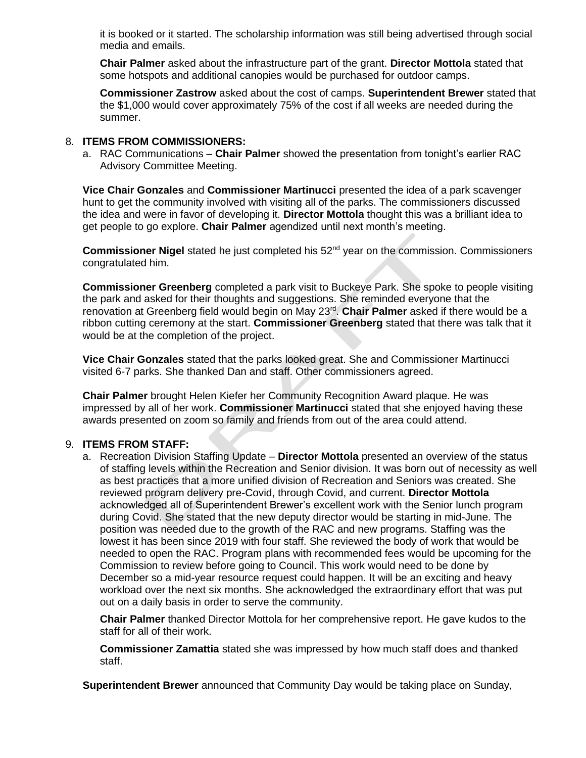it is booked or it started. The scholarship information was still being advertised through social media and emails.

**Chair Palmer** asked about the infrastructure part of the grant. **Director Mottola** stated that some hotspots and additional canopies would be purchased for outdoor camps.

**Commissioner Zastrow** asked about the cost of camps. **Superintendent Brewer** stated that the $1,000 would cover approximately 75% of the cost if all weeks are needed during the summer.

8. **ITEMS FROM COMMISSIONERS:**
   a. RAC Communications – **Chair Palmer** showed the presentation from tonight's earlier RAC Advisory Committee Meeting.

**Vice Chair Gonzales** and **Commissioner Martinucci** presented the idea of a park scavenger hunt to get the community involved with visiting all of the parks. The commissioners discussed the idea and were in favor of developing it. **Director Mottola** thought this was a brilliant idea to get people to go explore. **Chair Palmer** agendized until next month's meeting.

**Commissioner Nigel** stated he just completed his 52nd year on the commission. Commissioners congratulated him.

**Commissioner Greenberg** completed a park visit to Buckeye Park. She spoke to people visiting the park and asked for their thoughts and suggestions. She reminded everyone that the renovation at Greenberg field would begin on May 23rd. **Chair Palmer** asked if there would be a ribbon cutting ceremony at the start. **Commissioner Greenberg** stated that there was talk that it would be at the completion of the project.

**Vice Chair Gonzales** stated that the parks looked great. She and Commissioner Martinucci visited 6-7 parks. She thanked Dan and staff. Other commissioners agreed.

**Chair Palmer** brought Helen Kiefer her Community Recognition Award plaque. He was impressed by all of her work. **Commissioner Martinucci** stated that she enjoyed having these awards presented on zoom so family and friends from out of the area could attend.

9. **ITEMS FROM STAFF:**
   a. Recreation Division Staffing Update – **Director Mottola** presented an overview of the status of staffing levels within the Recreation and Senior division. It was born out of necessity as well as best practices that a more unified division of Recreation and Seniors was created. She reviewed program delivery pre-Covid, through Covid, and current. **Director Mottola** acknowledged all of Superintendent Brewer's excellent work with the Senior lunch program during Covid. She stated that the new deputy director would be starting in mid-June. The position was needed due to the growth of the RAC and new programs. Staffing was the lowest it has been since 2019 with four staff. She reviewed the body of work that would be needed to open the RAC. Program plans with recommended fees would be upcoming for the Commission to review before going to Council. This work would need to be done by December so a mid-year resource request could happen. It will be an exciting and heavy workload over the next six months. She acknowledged the extraordinary effort that was put out on a daily basis in order to serve the community.

   **Chair Palmer** thanked Director Mottola for her comprehensive report. He gave kudos to the staff for all of their work.

   **Commissioner Zamattia** stated she was impressed by how much staff does and thanked staff.

**Superintendent Brewer** announced that Community Day would be taking place on Sunday,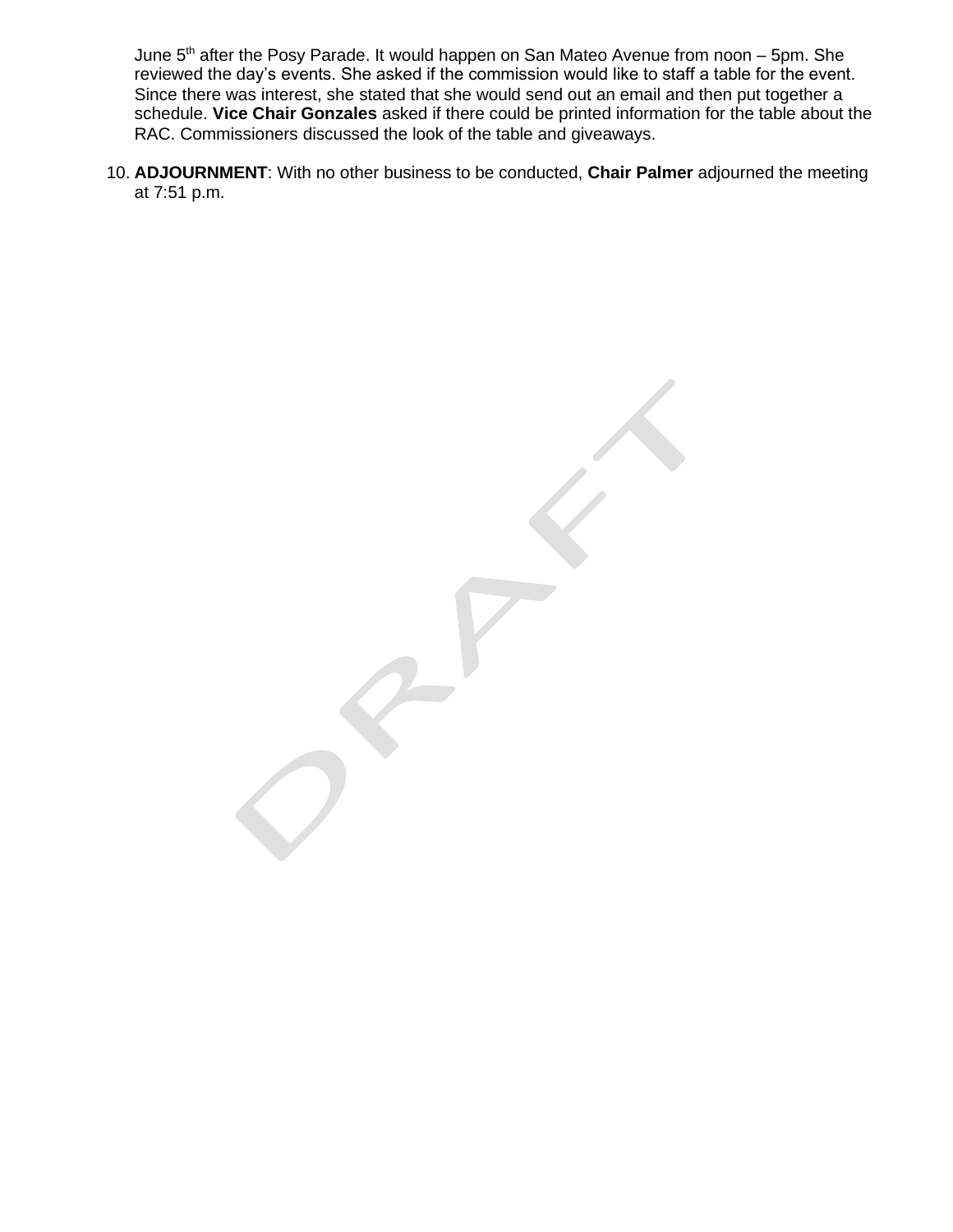June 5th after the Posy Parade. It would happen on San Mateo Avenue from noon – 5pm. She reviewed the day's events. She asked if the commission would like to staff a table for the event. Since there was interest, she stated that she would send out an email and then put together a schedule. **Vice Chair Gonzales** asked if there could be printed information for the table about the RAC. Commissioners discussed the look of the table and giveaways.

10. **ADJOURNMENT**: With no other business to be conducted, **Chair Palmer** adjourned the meeting at 7:51 p.m.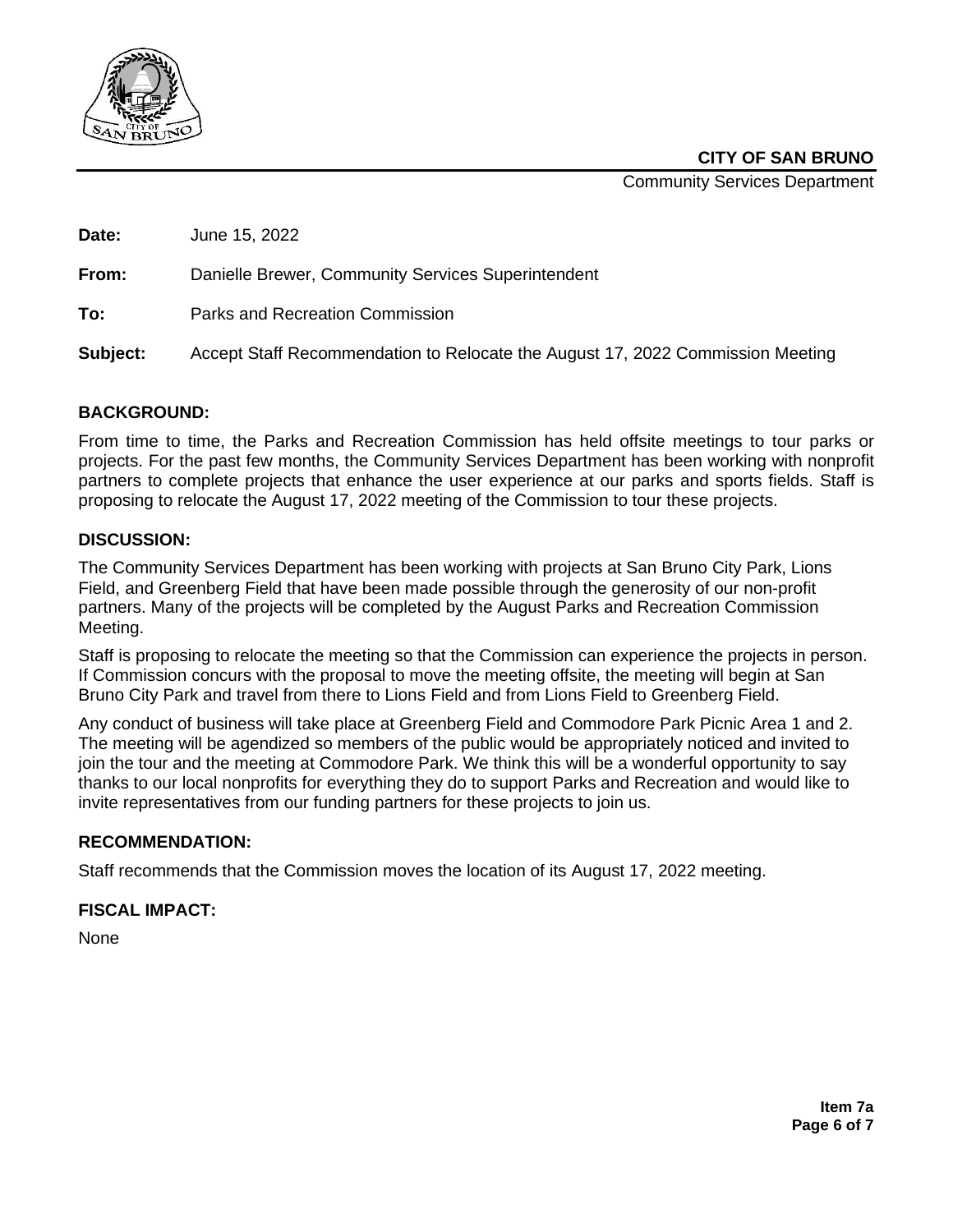**CITY OF SAN BRUNO**
Community Services Department

**Date:** June 15, 2022

**From:** Danielle Brewer, Community Services Superintendent

**To:** Parks and Recreation Commission

**Subject:** Accept Staff Recommendation to Relocate the August 17, 2022 Commission Meeting

## BACKGROUND:

From time to time, the Parks and Recreation Commission has held offsite meetings to tour parks or projects. For the past few months, the Community Services Department has been working with nonprofit partners to complete projects that enhance the user experience at our parks and sports fields. Staff is proposing to relocate the August 17, 2022 meeting of the Commission to tour these projects.

## DISCUSSION:

The Community Services Department has been working with projects at San Bruno City Park, Lions Field, and Greenberg Field that have been made possible through the generosity of our non-profit partners. Many of the projects will be completed by the August Parks and Recreation Commission Meeting.

Staff is proposing to relocate the meeting so that the Commission can experience the projects in person. If Commission concurs with the proposal to move the meeting offsite, the meeting will begin at San Bruno City Park and travel from there to Lions Field and from Lions Field to Greenberg Field.

Any conduct of business will take place at Greenberg Field and Commodore Park Picnic Area 1 and 2. The meeting will be agendized so members of the public would be appropriately noticed and invited to join the tour and the meeting at Commodore Park. We think this will be a wonderful opportunity to say thanks to our local nonprofits for everything they do to support Parks and Recreation and would like to invite representatives from our funding partners for these projects to join us.

## RECOMMENDATION:

Staff recommends that the Commission moves the location of its August 17, 2022 meeting.

## FISCAL IMPACT:

None

**Item 7a**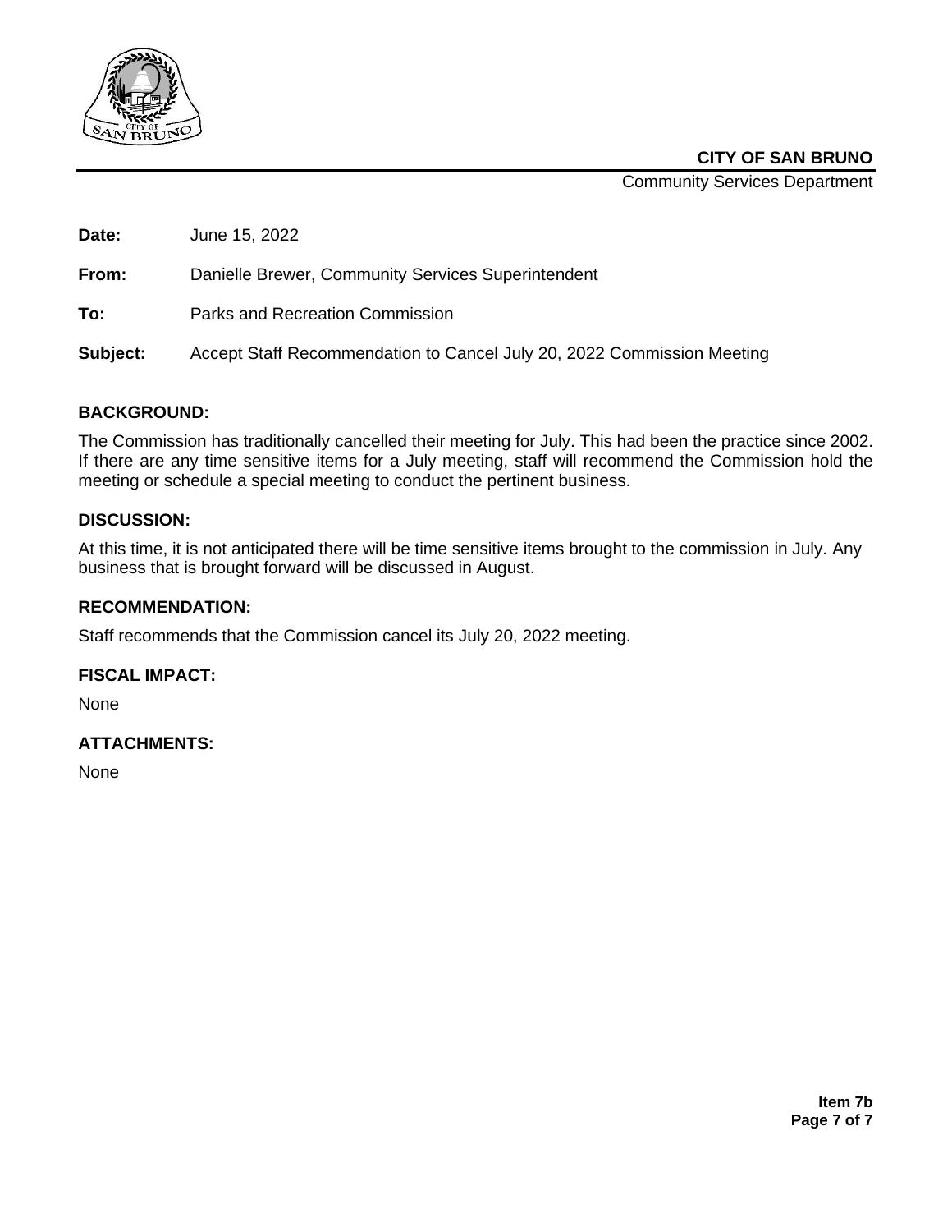**CITY OF SAN BRUNO**
Community Services Department

**Date:** June 15, 2022

**From:** Danielle Brewer, Community Services Superintendent

**To:** Parks and Recreation Commission

**Subject:** Accept Staff Recommendation to Cancel July 20, 2022 Commission Meeting

## BACKGROUND:

The Commission has traditionally cancelled their meeting for July. This had been the practice since 2002. If there are any time sensitive items for a July meeting, staff will recommend the Commission hold the meeting or schedule a special meeting to conduct the pertinent business.

## DISCUSSION:

At this time, it is not anticipated there will be time sensitive items brought to the commission in July. Any business that is brought forward will be discussed in August.

## RECOMMENDATION:

Staff recommends that the Commission cancel its July 20, 2022 meeting.

## FISCAL IMPACT:

None

## ATTACHMENTS:

None

**Item 7b**